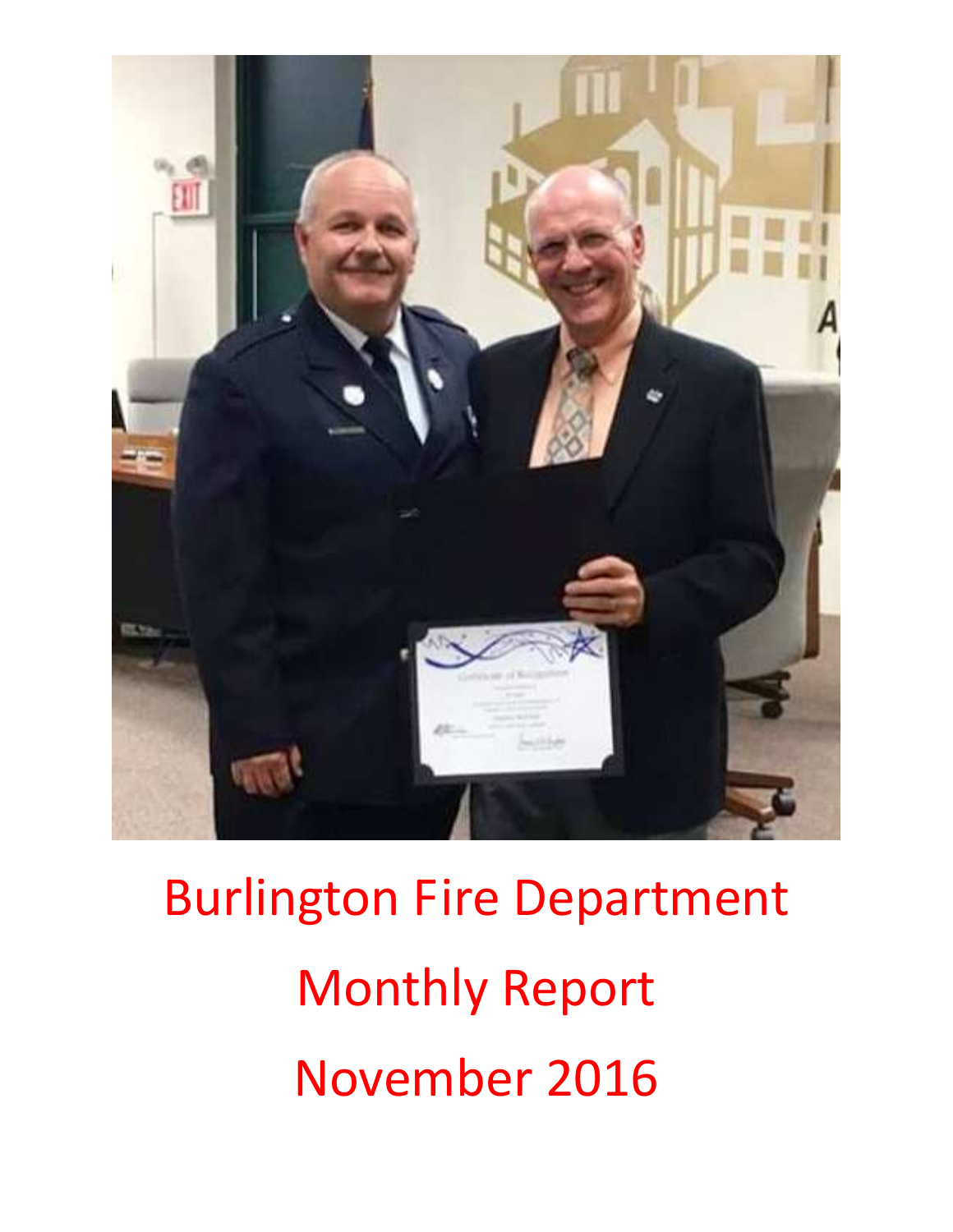# Burlington Fire Department

# Monthly Report

# November 2016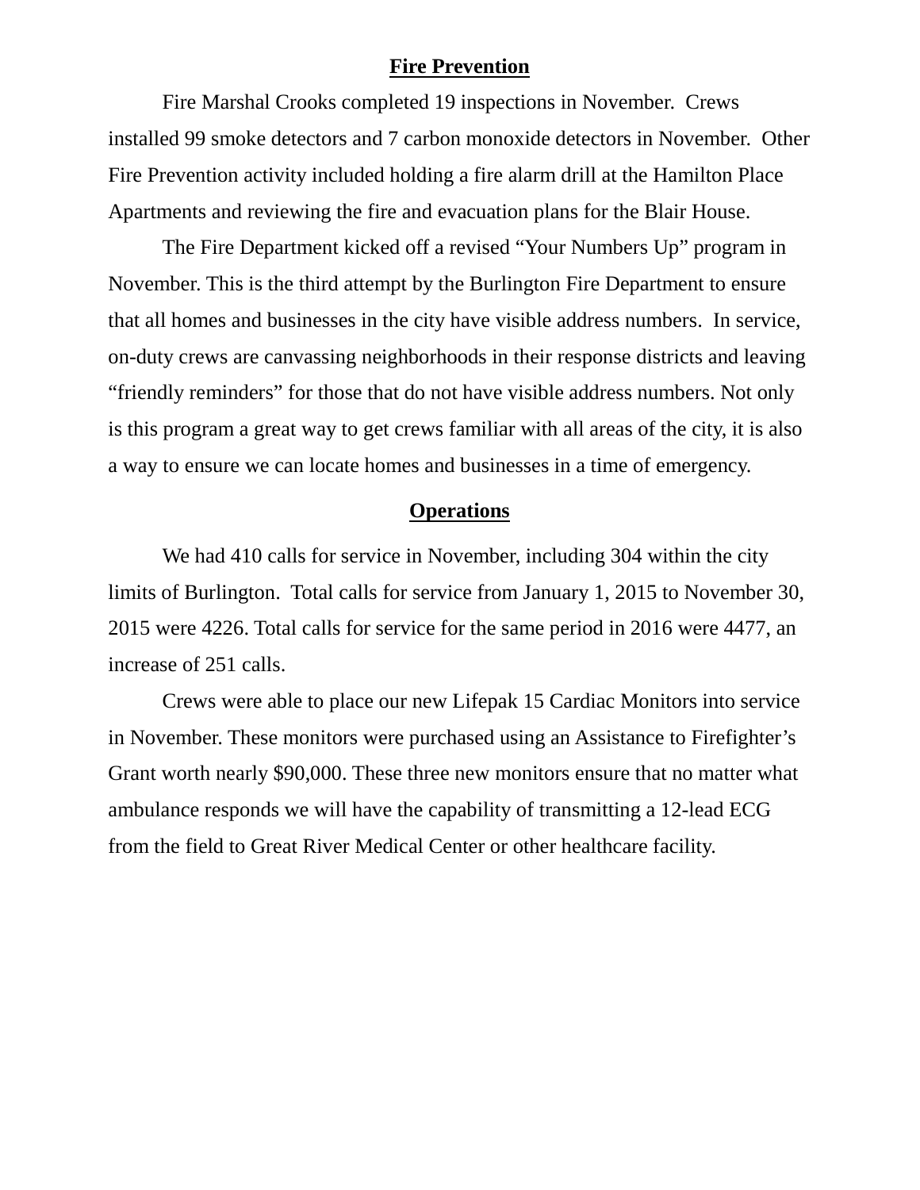## Fire Prevention

Fire Marshal Crooks completed 19 inspections in November. Crews installed 99 smoke detectors and 7 carbon monoxide detectors in November. Other Fire Prevention activity included holding a fire alarm drill at the Hamilton Place Apartments and reviewing the fire and evacuation plans for the Blair House.

The Fire Department kicked off a revised "Your Numbers Up" program in November. This is the third attempt by the Burlington Fire Department to ensure that all homes and businesses in the city have visible address numbers. In service, on-duty crews are canvassing neighborhoods in their response districts and leaving "friendly reminders" for those that do not have visible address numbers. Not only is this program a great way to get crews familiar with all areas of the city, it is also a way to ensure we can locate homes and businesses in a time of emergency.

## Operations

We had 410 calls for service in November, including 304 within the city limits of Burlington. Total calls for service from January 1, 2015 to November 30, 2015 were 4226. Total calls for service for the same period in 2016 were 4477, an increase of 251 calls.

Crews were able to place our new Lifepak 15 Cardiac Monitors into service in November. These monitors were purchased using an Assistance to Firefighter's Grant worth nearly $90,000. These three new monitors ensure that no matter what ambulance responds we will have the capability of transmitting a 12-lead ECG from the field to Great River Medical Center or other healthcare facility.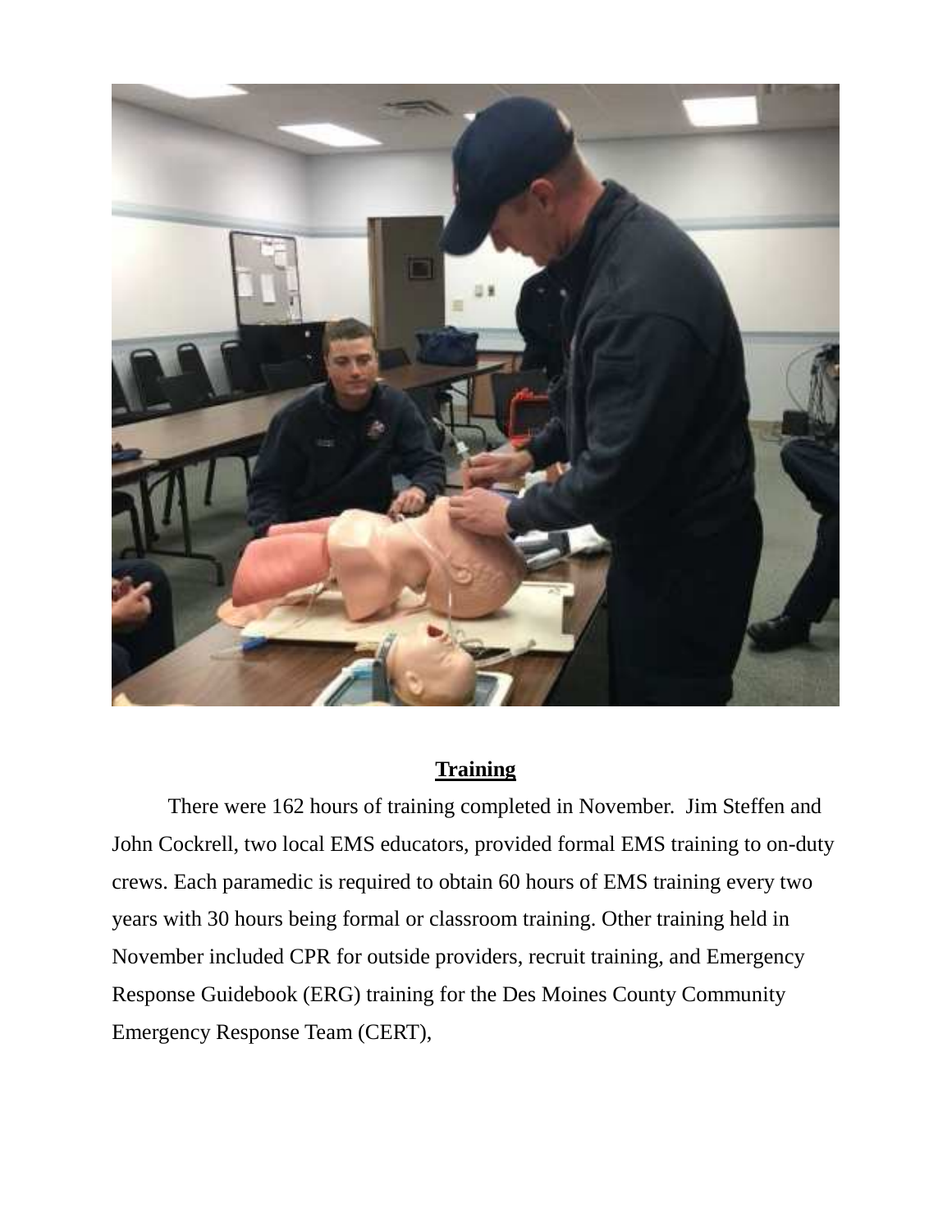## Training

There were 162 hours of training completed in November. Jim Steffen and John Cockrell, two local EMS educators, provided formal EMS training to on-duty crews. Each paramedic is required to obtain 60 hours of EMS training every two years with 30 hours being formal or classroom training. Other training held in November included CPR for outside providers, recruit training, and Emergency Response Guidebook (ERG) training for the Des Moines County Community Emergency Response Team (CERT),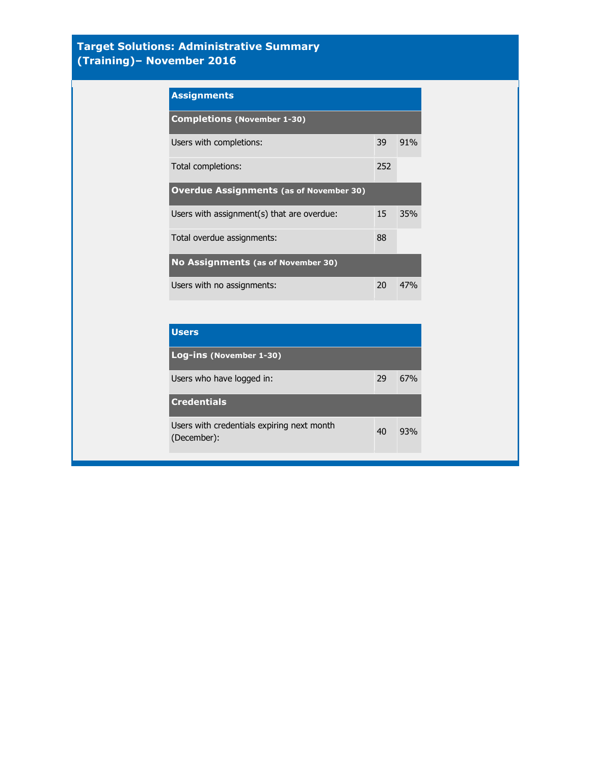# Target Solutions: Administrative Summary (Training)– November 2016

| Assignments | | |
|---|---|---|
| **Completions (November 1-30)** | | |
| Users with completions: | 39 | 91% |
| Total completions: | 252 | |
| **Overdue Assignments (as of November 30)** | | |
| Users with assignment(s) that are overdue: | 15 | 35% |
| Total overdue assignments: | 88 | |
| **No Assignments (as of November 30)** | | |
| Users with no assignments: | 20 | 47% |

| Users | | |
|---|---|---|
| **Log-ins (November 1-30)** | | |
| Users who have logged in: | 29 | 67% |
| **Credentials** | | |
| Users with credentials expiring next month (December): | 40 | 93% |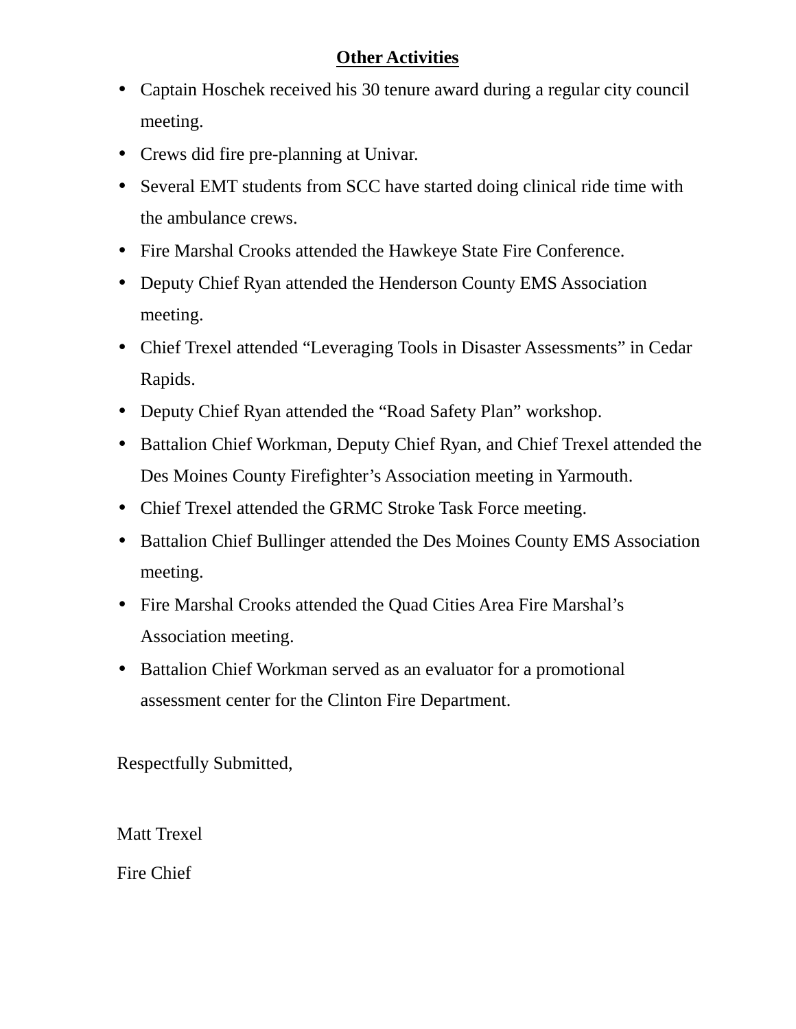## Other Activities

- Captain Hoschek received his 30 tenure award during a regular city council meeting.
- Crews did fire pre-planning at Univar.
- Several EMT students from SCC have started doing clinical ride time with the ambulance crews.
- Fire Marshal Crooks attended the Hawkeye State Fire Conference.
- Deputy Chief Ryan attended the Henderson County EMS Association meeting.
- Chief Trexel attended "Leveraging Tools in Disaster Assessments" in Cedar Rapids.
- Deputy Chief Ryan attended the "Road Safety Plan" workshop.
- Battalion Chief Workman, Deputy Chief Ryan, and Chief Trexel attended the Des Moines County Firefighter's Association meeting in Yarmouth.
- Chief Trexel attended the GRMC Stroke Task Force meeting.
- Battalion Chief Bullinger attended the Des Moines County EMS Association meeting.
- Fire Marshal Crooks attended the Quad Cities Area Fire Marshal's Association meeting.
- Battalion Chief Workman served as an evaluator for a promotional assessment center for the Clinton Fire Department.

Respectfully Submitted,

Matt Trexel

Fire Chief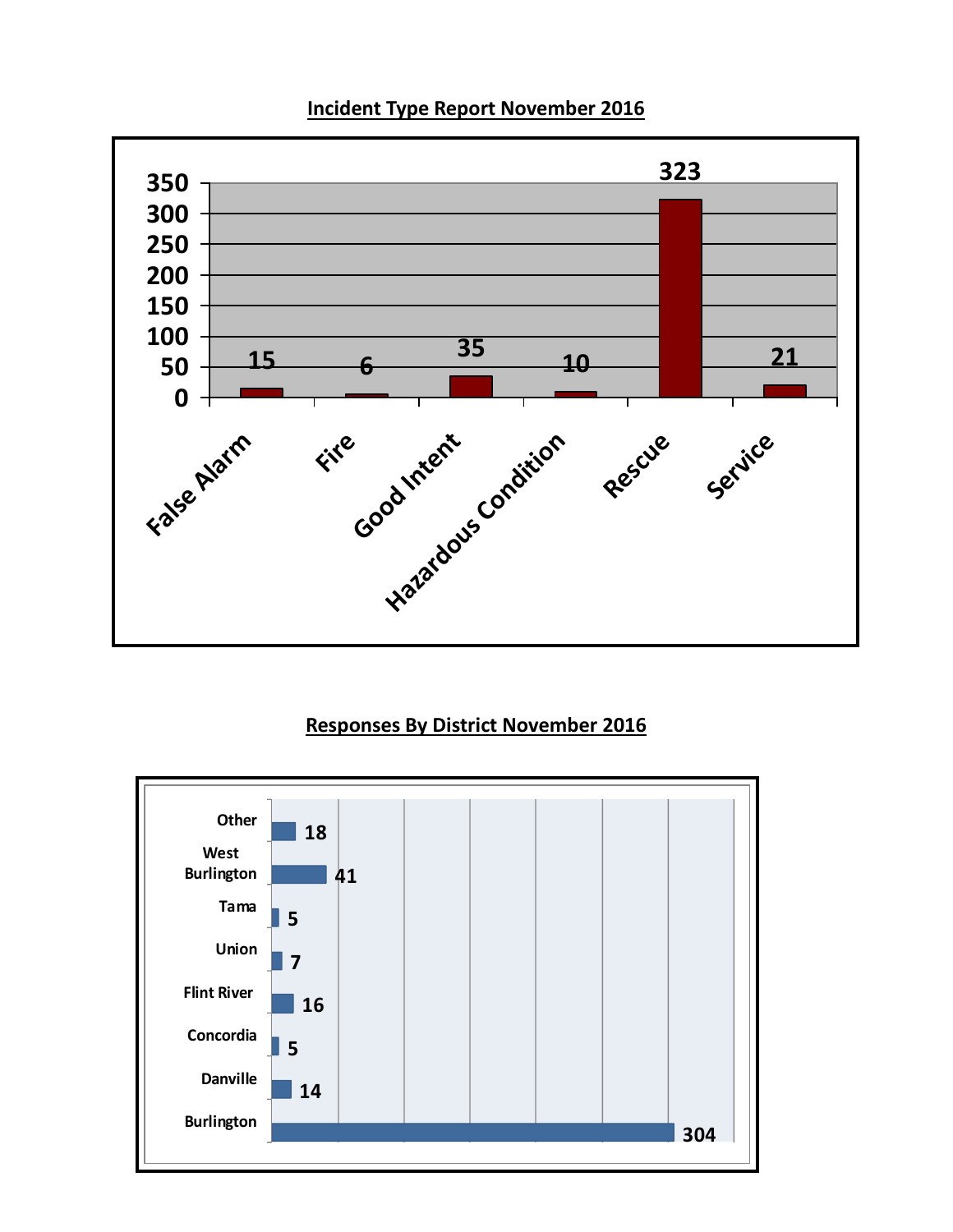## Incident Type Report November 2016

| Incident Type | Count |
|---|---|
| False Alarm | 15 |
| Fire | 6 |
| Good Intent | 35 |
| Hazardous Condition | 10 |
| Rescue | 323 |
| Service | 21 |

## Responses By District November 2016

| District | Responses |
|---|---|
| Other | 18 |
| West Burlington | 41 |
| Tama | 5 |
| Union | 7 |
| Flint River | 16 |
| Concordia | 5 |
| Danville | 14 |
| Burlington | 304 |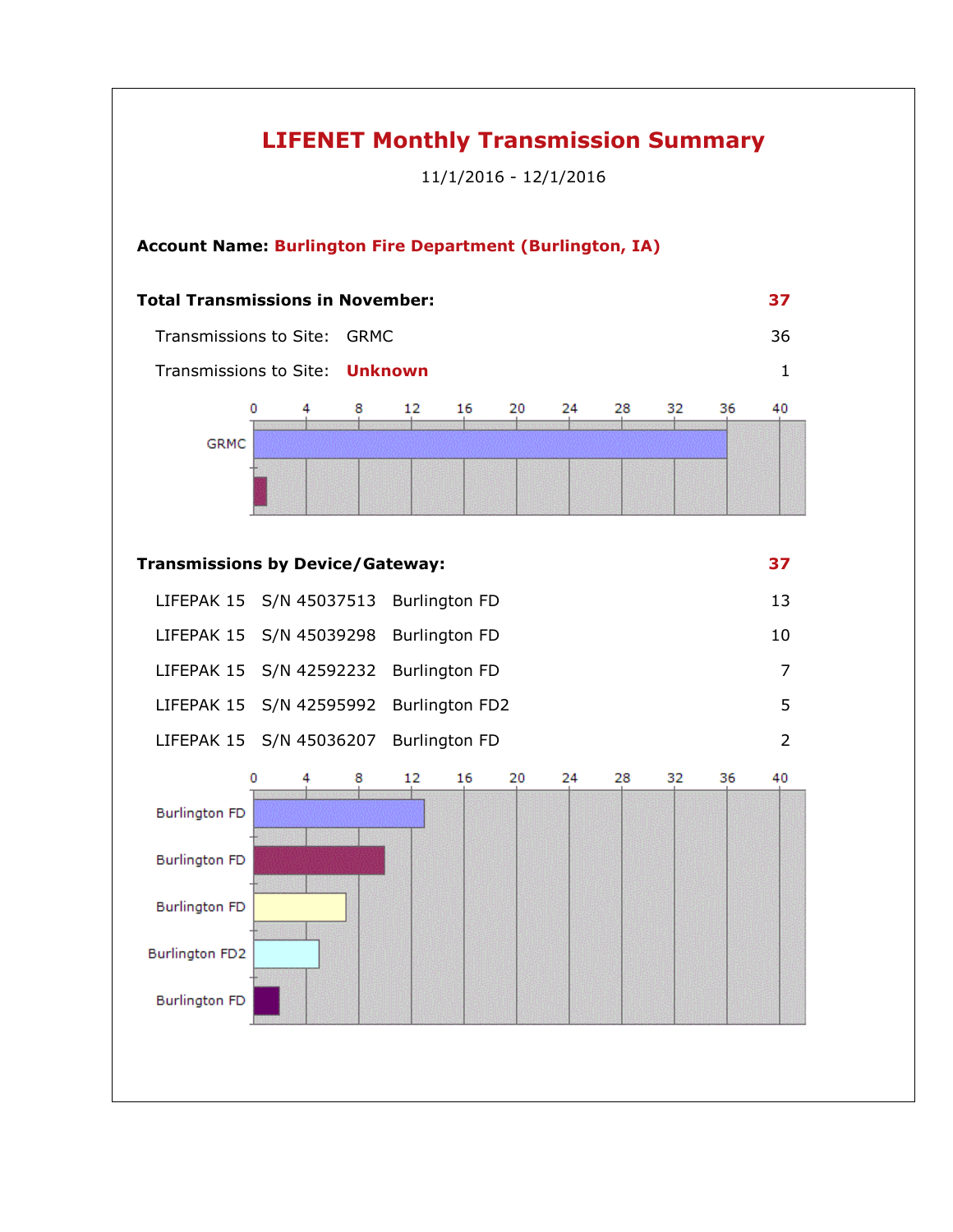# LIFENET Monthly Transmission Summary

11/1/2016 - 12/1/2016

**Account Name: Burlington Fire Department (Burlington, IA)**

**Total Transmissions in November: 37**

| | | |
|---|---|---|
| Transmissions to Site: | GRMC | 36 |
| Transmissions to Site: | **Unknown** | 1 |

**Transmissions by Device/Gateway: 37**

| | | | |
|---|---|---|---|
| LIFEPAK 15 | S/N 45037513 | Burlington FD | 13 |
| LIFEPAK 15 | S/N 45039298 | Burlington FD | 10 |
| LIFEPAK 15 | S/N 42592232 | Burlington FD | 7 |
| LIFEPAK 15 | S/N 42595992 | Burlington FD2 | 5 |
| LIFEPAK 15 | S/N 45036207 | Burlington FD | 2 |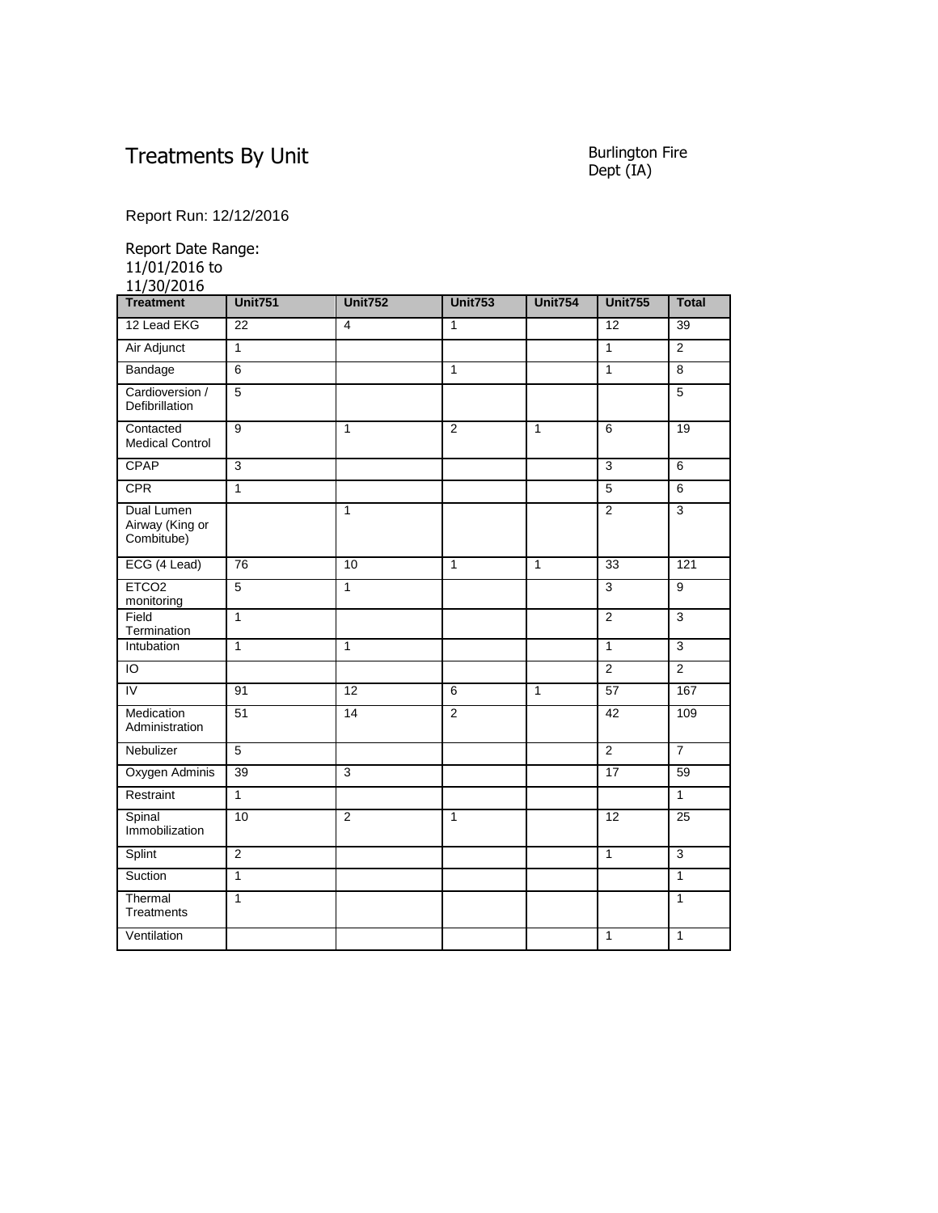# Treatments By Unit

Burlington Fire Dept (IA)

Report Run: 12/12/2016

Report Date Range: 11/01/2016 to 11/30/2016

| Treatment | Unit751 | Unit752 | Unit753 | Unit754 | Unit755 | Total |
|---|---|---|---|---|---|---|
| 12 Lead EKG | 22 | 4 | 1 | | 12 | 39 |
| Air Adjunct | 1 | | | | 1 | 2 |
| Bandage | 6 | | 1 | | 1 | 8 |
| Cardioversion / Defibrillation | 5 | | | | | 5 |
| Contacted Medical Control | 9 | 1 | 2 | 1 | 6 | 19 |
| CPAP | 3 | | | | 3 | 6 |
| CPR | 1 | | | | 5 | 6 |
| Dual Lumen Airway (King or Combitube) | | 1 | | | 2 | 3 |
| ECG (4 Lead) | 76 | 10 | 1 | 1 | 33 | 121 |
| ETCO2 monitoring | 5 | 1 | | | 3 | 9 |
| Field Termination | 1 | | | | 2 | 3 |
| Intubation | 1 | 1 | | | 1 | 3 |
| IO | | | | | 2 | 2 |
| IV | 91 | 12 | 6 | 1 | 57 | 167 |
| Medication Administration | 51 | 14 | 2 | | 42 | 109 |
| Nebulizer | 5 | | | | 2 | 7 |
| Oxygen Adminis | 39 | 3 | | | 17 | 59 |
| Restraint | 1 | | | | | 1 |
| Spinal Immobilization | 10 | 2 | 1 | | 12 | 25 |
| Splint | 2 | | | | 1 | 3 |
| Suction | 1 | | | | | 1 |
| Thermal Treatments | 1 | | | | | 1 |
| Ventilation | | | | | 1 | 1 |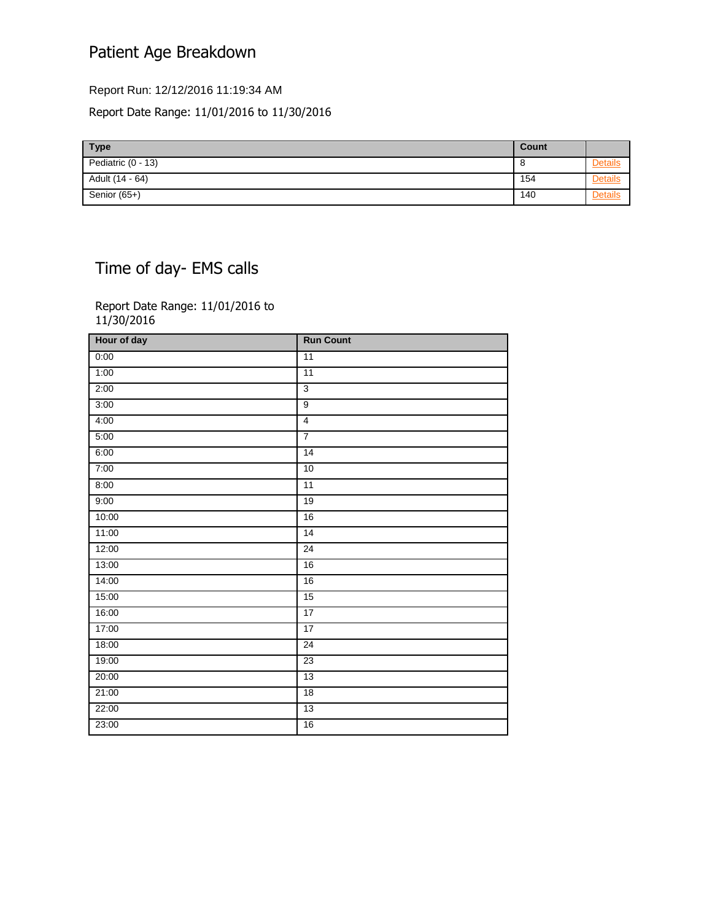# Patient Age Breakdown

Report Run: 12/12/2016 11:19:34 AM

Report Date Range: 11/01/2016 to 11/30/2016

| Type | Count | |
|---|---|---|
| Pediatric (0 - 13) | 8 | Details |
| Adult (14 - 64) | 154 | Details |
| Senior (65+) | 140 | Details |

# Time of day- EMS calls

Report Date Range: 11/01/2016 to 11/30/2016

| Hour of day | Run Count |
|---|---|
| 0:00 | 11 |
| 1:00 | 11 |
| 2:00 | 3 |
| 3:00 | 9 |
| 4:00 | 4 |
| 5:00 | 7 |
| 6:00 | 14 |
| 7:00 | 10 |
| 8:00 | 11 |
| 9:00 | 19 |
| 10:00 | 16 |
| 11:00 | 14 |
| 12:00 | 24 |
| 13:00 | 16 |
| 14:00 | 16 |
| 15:00 | 15 |
| 16:00 | 17 |
| 17:00 | 17 |
| 18:00 | 24 |
| 19:00 | 23 |
| 20:00 | 13 |
| 21:00 | 18 |
| 22:00 | 13 |
| 23:00 | 16 |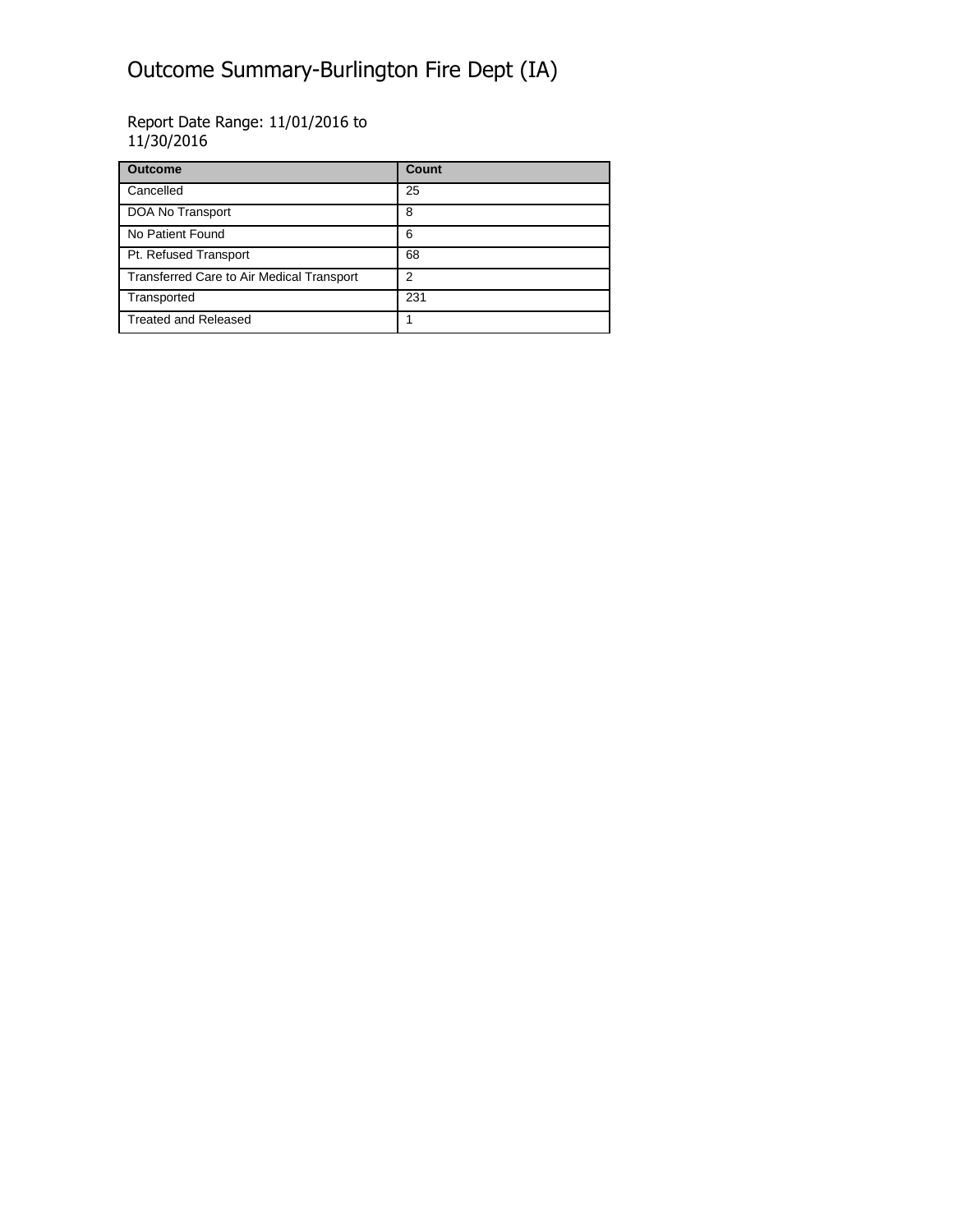# Outcome Summary-Burlington Fire Dept (IA)

Report Date Range: 11/01/2016 to 11/30/2016

| Outcome | Count |
| --- | --- |
| Cancelled | 25 |
| DOA No Transport | 8 |
| No Patient Found | 6 |
| Pt. Refused Transport | 68 |
| Transferred Care to Air Medical Transport | 2 |
| Transported | 231 |
| Treated and Released | 1 |